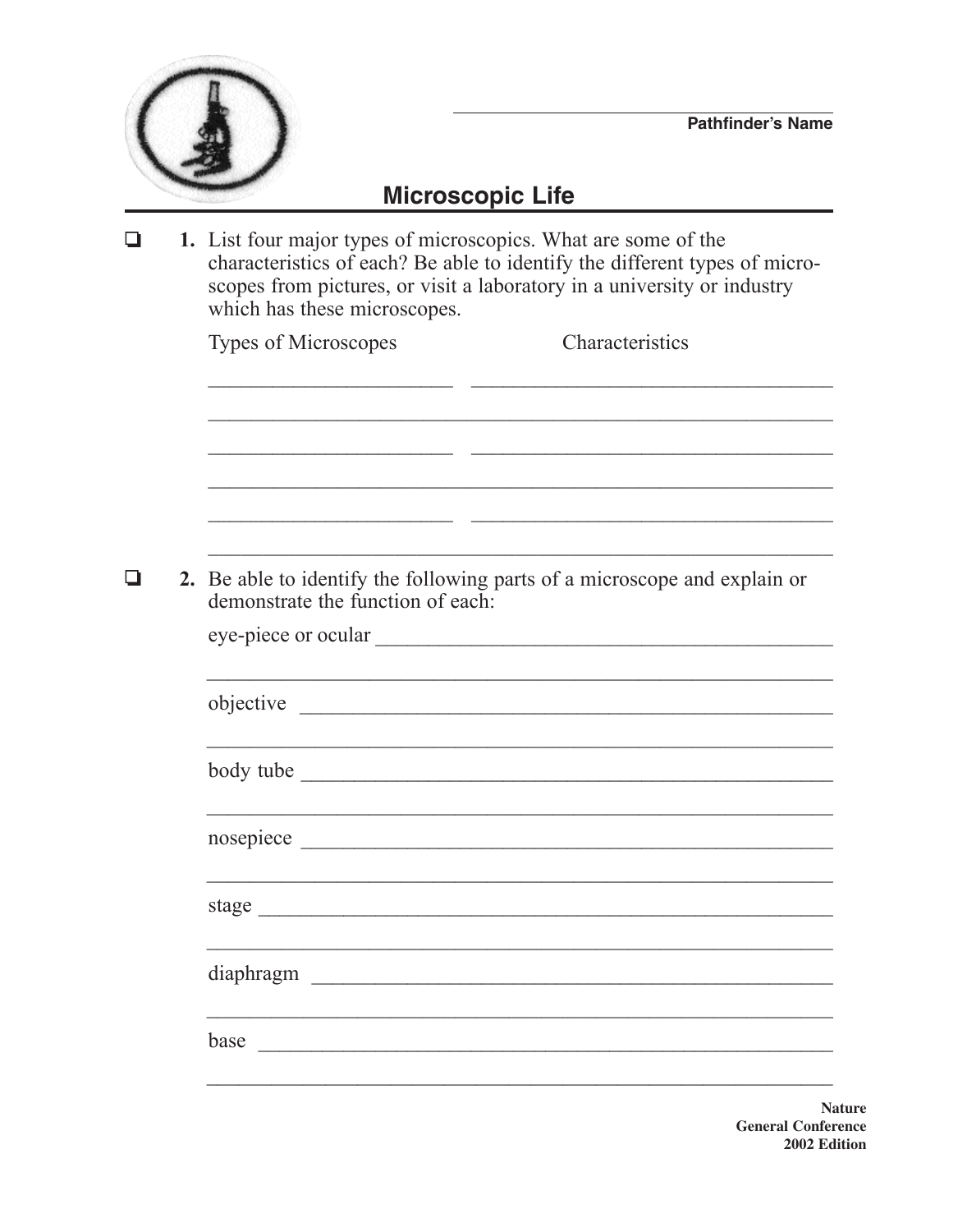Pathfinder's Name

# Microscopic Life

- ❑ **1.** List four major types of microscopics. What are some of the characteristics of each? Be able to identify the different types of microscopes from pictures, or visit a laboratory in a university or industry which has these microscopes.

Types of Microscopes — Characteristics

- ❑ **2.** Be able to identify the following parts of a microscope and explain or demonstrate the function of each:

eye-piece or ocular

objective

body tube

nosepiece

stage

diaphragm

base

**Nature**
**General Conference**
**2002 Edition**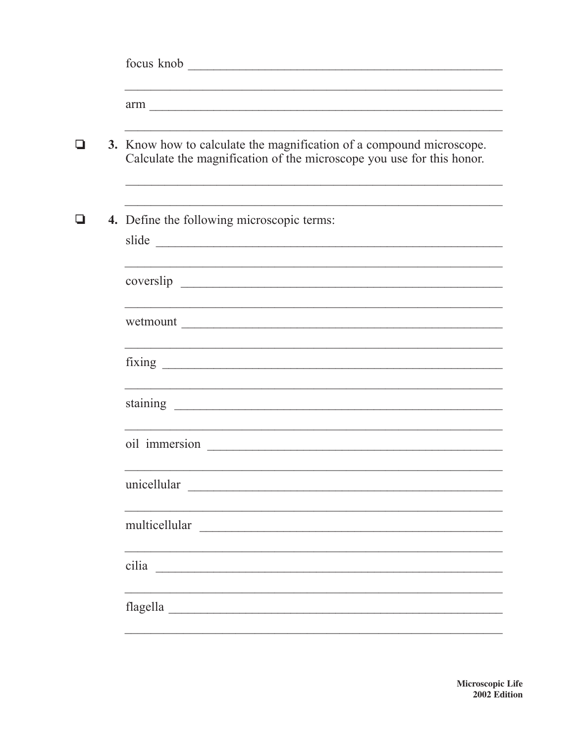focus knob ______________________________________________

______________________________________________

arm ______________________________________________

______________________________________________

- [ ] **3.** Know how to calculate the magnification of a compound microscope. Calculate the magnification of the microscope you use for this honor.

______________________________________________

______________________________________________

- [ ] **4.** Define the following microscopic terms:

slide ______________________________________________

______________________________________________

coverslip ______________________________________________

______________________________________________

wetmount ______________________________________________

______________________________________________

fixing ______________________________________________

______________________________________________

staining ______________________________________________

______________________________________________

oil immersion ______________________________________________

______________________________________________

unicellular ______________________________________________

______________________________________________

multicellular ______________________________________________

______________________________________________

cilia ______________________________________________

______________________________________________

flagella ______________________________________________

______________________________________________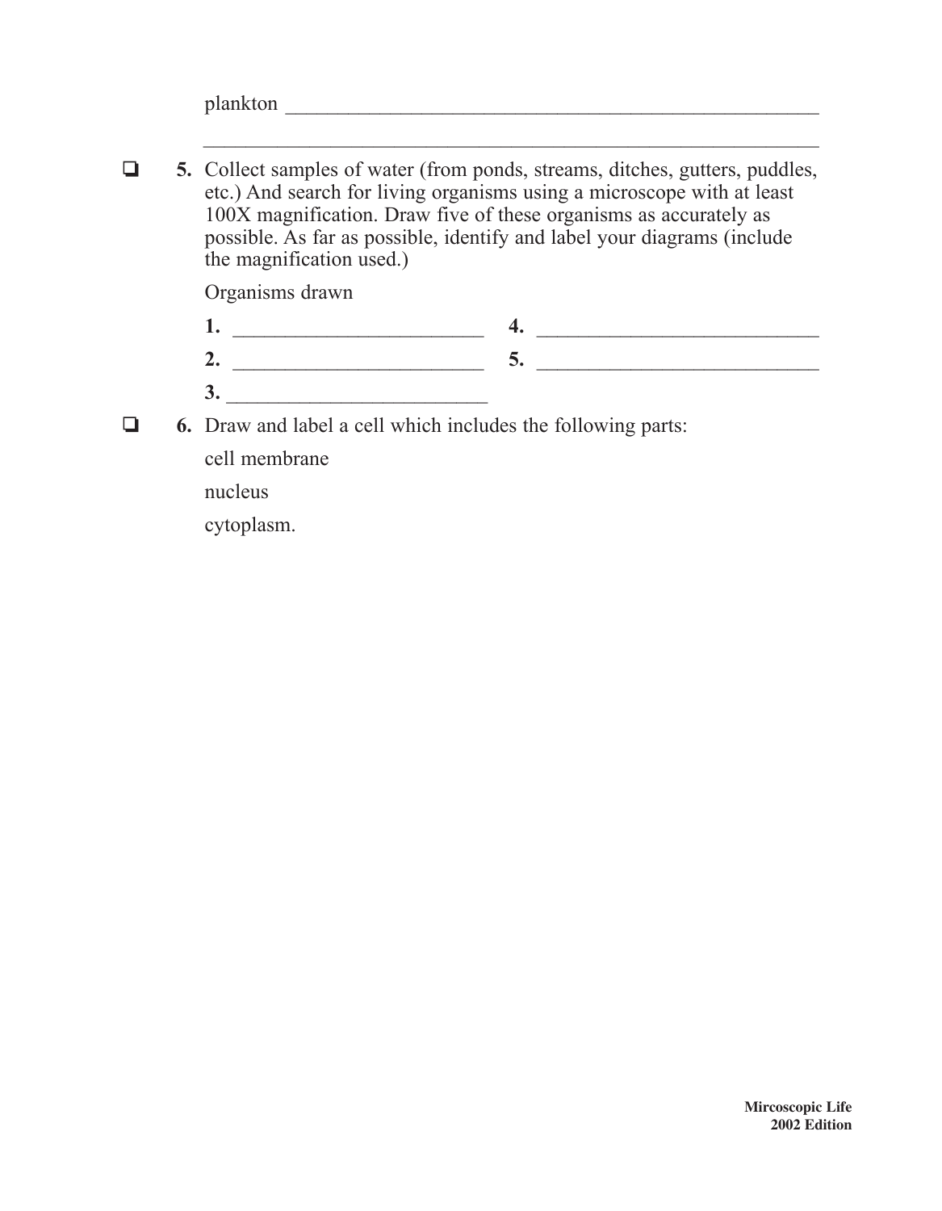plankton ____________________________________________________

____________________________________________________

- ❏ **5.** Collect samples of water (from ponds, streams, ditches, gutters, puddles, etc.) And search for living organisms using a microscope with at least 100X magnification. Draw five of these organisms as accurately as possible. As far as possible, identify and label your diagrams (include the magnification used.)

  Organisms drawn

  **1.** ________________________ **4.** ___________________________

  **2.** ________________________ **5.** ___________________________

  **3.** ________________________

- ❏ **6.** Draw and label a cell which includes the following parts:

  cell membrane

  nucleus

  cytoplasm.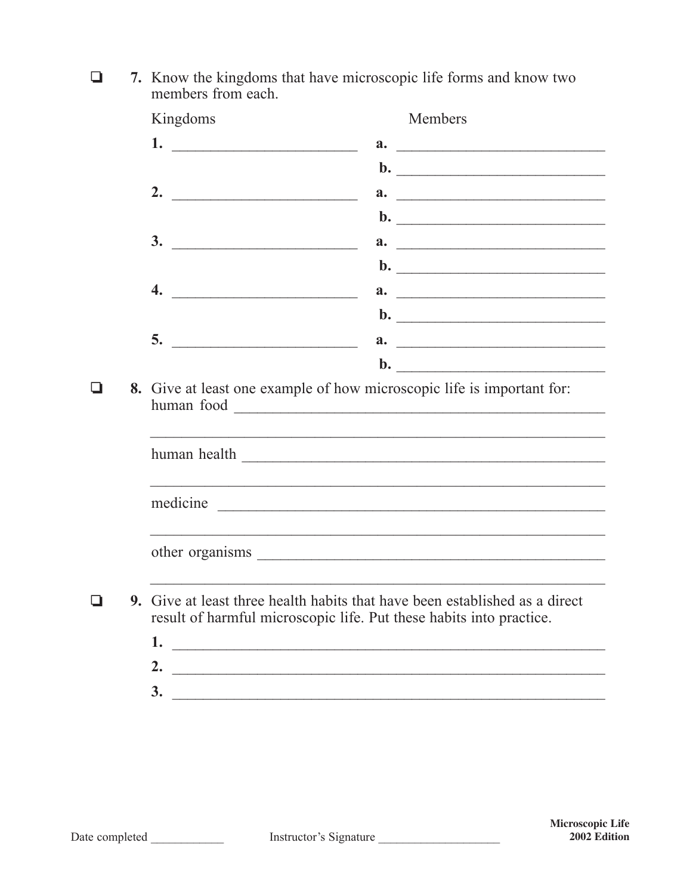- [ ] **7.** Know the kingdoms that have microscopic life forms and know two members from each.

| Kingdoms | Members |
|---|---|
| **1.** ________________________ | **a.** ____________________________ |
| | **b.** ____________________________ |
| **2.** ________________________ | **a.** ____________________________ |
| | **b.** ____________________________ |
| **3.** ________________________ | **a.** ____________________________ |
| | **b.** ____________________________ |
| **4.** ________________________ | **a.** ____________________________ |
| | **b.** ____________________________ |
| **5.** ________________________ | **a.** ____________________________ |
| | **b.** ____________________________ |

- [ ] **8.** Give at least one example of how microscopic life is important for:

human food ________________________________________________

____________________________________________________________

human health ______________________________________________

____________________________________________________________

medicine _________________________________________________

____________________________________________________________

other organisms ____________________________________________

____________________________________________________________

- [ ] **9.** Give at least three health habits that have been established as a direct result of harmful microscopic life. Put these habits into practice.

**1.** ________________________________________________________

**2.** ________________________________________________________

**3.** ________________________________________________________

Date completed ____________ Instructor's Signature ____________________